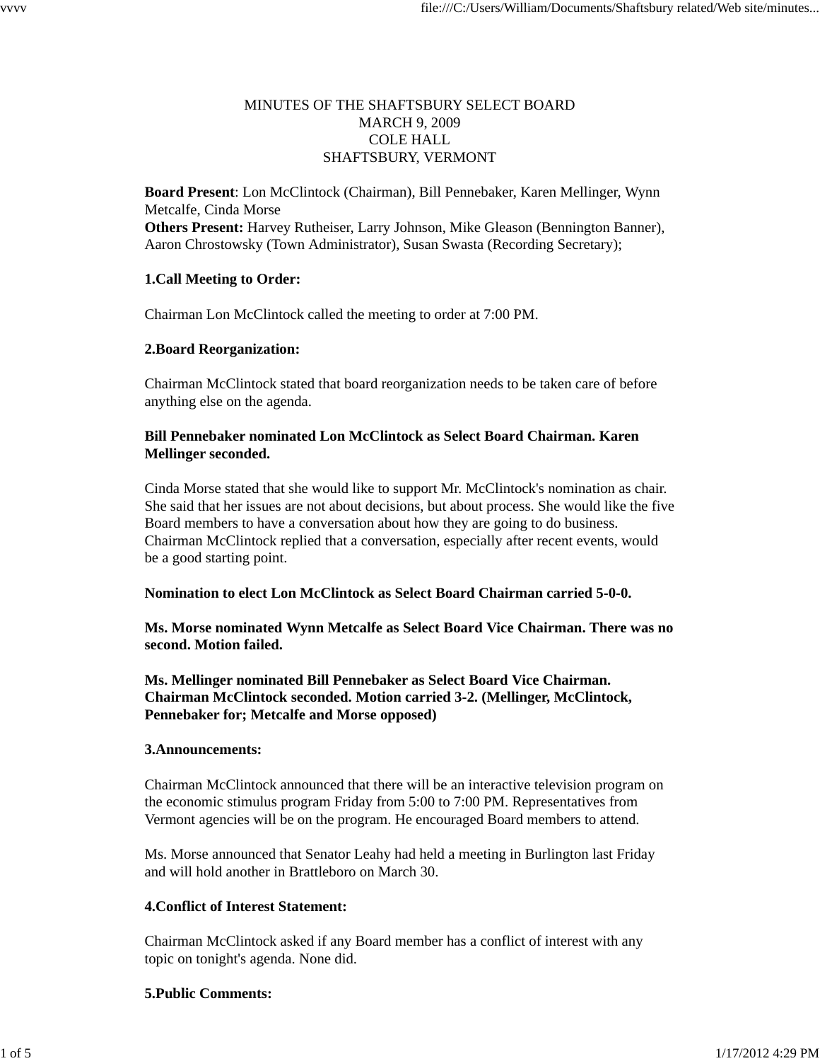# MINUTES OF THE SHAFTSBURY SELECT BOARD
MARCH 9, 2009
COLE HALL
SHAFTSBURY, VERMONT

**Board Present**: Lon McClintock (Chairman), Bill Pennebaker, Karen Mellinger, Wynn Metcalfe, Cinda Morse
**Others Present:** Harvey Rutheiser, Larry Johnson, Mike Gleason (Bennington Banner), Aaron Chrostowsky (Town Administrator), Susan Swasta (Recording Secretary);

**1.Call Meeting to Order:**

Chairman Lon McClintock called the meeting to order at 7:00 PM.

**2.Board Reorganization:**

Chairman McClintock stated that board reorganization needs to be taken care of before anything else on the agenda.

**Bill Pennebaker nominated Lon McClintock as Select Board Chairman. Karen Mellinger seconded.**

Cinda Morse stated that she would like to support Mr. McClintock's nomination as chair. She said that her issues are not about decisions, but about process. She would like the five Board members to have a conversation about how they are going to do business. Chairman McClintock replied that a conversation, especially after recent events, would be a good starting point.

**Nomination to elect Lon McClintock as Select Board Chairman carried 5-0-0.**

**Ms. Morse nominated Wynn Metcalfe as Select Board Vice Chairman. There was no second. Motion failed.**

**Ms. Mellinger nominated Bill Pennebaker as Select Board Vice Chairman. Chairman McClintock seconded. Motion carried 3-2. (Mellinger, McClintock, Pennebaker for; Metcalfe and Morse opposed)**

**3.Announcements:**

Chairman McClintock announced that there will be an interactive television program on the economic stimulus program Friday from 5:00 to 7:00 PM. Representatives from Vermont agencies will be on the program. He encouraged Board members to attend.

Ms. Morse announced that Senator Leahy had held a meeting in Burlington last Friday and will hold another in Brattleboro on March 30.

**4.Conflict of Interest Statement:**

Chairman McClintock asked if any Board member has a conflict of interest with any topic on tonight's agenda. None did.

**5.Public Comments:**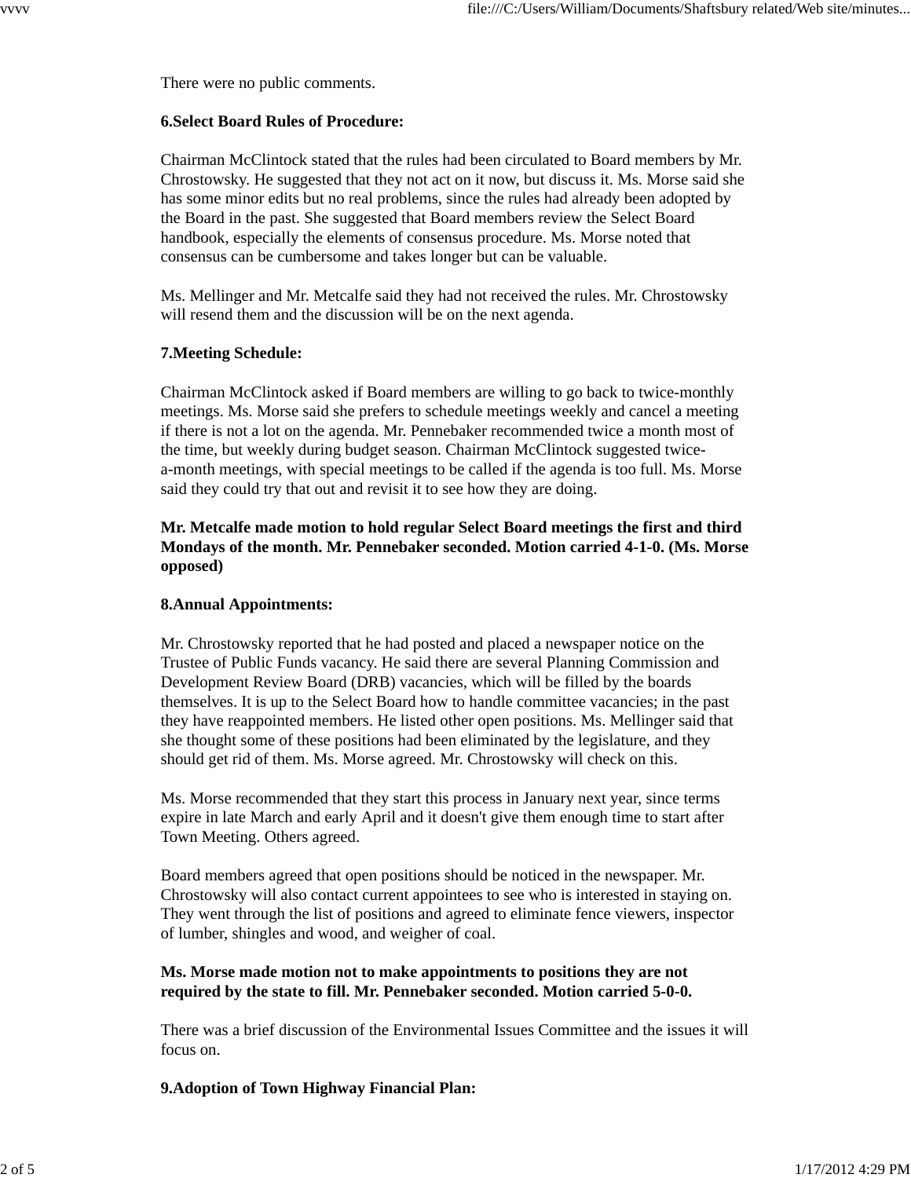There were no public comments.

**6.Select Board Rules of Procedure:**

Chairman McClintock stated that the rules had been circulated to Board members by Mr. Chrostowsky. He suggested that they not act on it now, but discuss it. Ms. Morse said she has some minor edits but no real problems, since the rules had already been adopted by the Board in the past. She suggested that Board members review the Select Board handbook, especially the elements of consensus procedure. Ms. Morse noted that consensus can be cumbersome and takes longer but can be valuable.

Ms. Mellinger and Mr. Metcalfe said they had not received the rules. Mr. Chrostowsky will resend them and the discussion will be on the next agenda.

**7.Meeting Schedule:**

Chairman McClintock asked if Board members are willing to go back to twice-monthly meetings. Ms. Morse said she prefers to schedule meetings weekly and cancel a meeting if there is not a lot on the agenda. Mr. Pennebaker recommended twice a month most of the time, but weekly during budget season. Chairman McClintock suggested twice-a-month meetings, with special meetings to be called if the agenda is too full. Ms. Morse said they could try that out and revisit it to see how they are doing.

**Mr. Metcalfe made motion to hold regular Select Board meetings the first and third Mondays of the month. Mr. Pennebaker seconded. Motion carried 4-1-0. (Ms. Morse opposed)**

**8.Annual Appointments:**

Mr. Chrostowsky reported that he had posted and placed a newspaper notice on the Trustee of Public Funds vacancy. He said there are several Planning Commission and Development Review Board (DRB) vacancies, which will be filled by the boards themselves. It is up to the Select Board how to handle committee vacancies; in the past they have reappointed members. He listed other open positions. Ms. Mellinger said that she thought some of these positions had been eliminated by the legislature, and they should get rid of them. Ms. Morse agreed. Mr. Chrostowsky will check on this.

Ms. Morse recommended that they start this process in January next year, since terms expire in late March and early April and it doesn't give them enough time to start after Town Meeting. Others agreed.

Board members agreed that open positions should be noticed in the newspaper. Mr. Chrostowsky will also contact current appointees to see who is interested in staying on. They went through the list of positions and agreed to eliminate fence viewers, inspector of lumber, shingles and wood, and weigher of coal.

**Ms. Morse made motion not to make appointments to positions they are not required by the state to fill. Mr. Pennebaker seconded. Motion carried 5-0-0.**

There was a brief discussion of the Environmental Issues Committee and the issues it will focus on.

**9.Adoption of Town Highway Financial Plan:**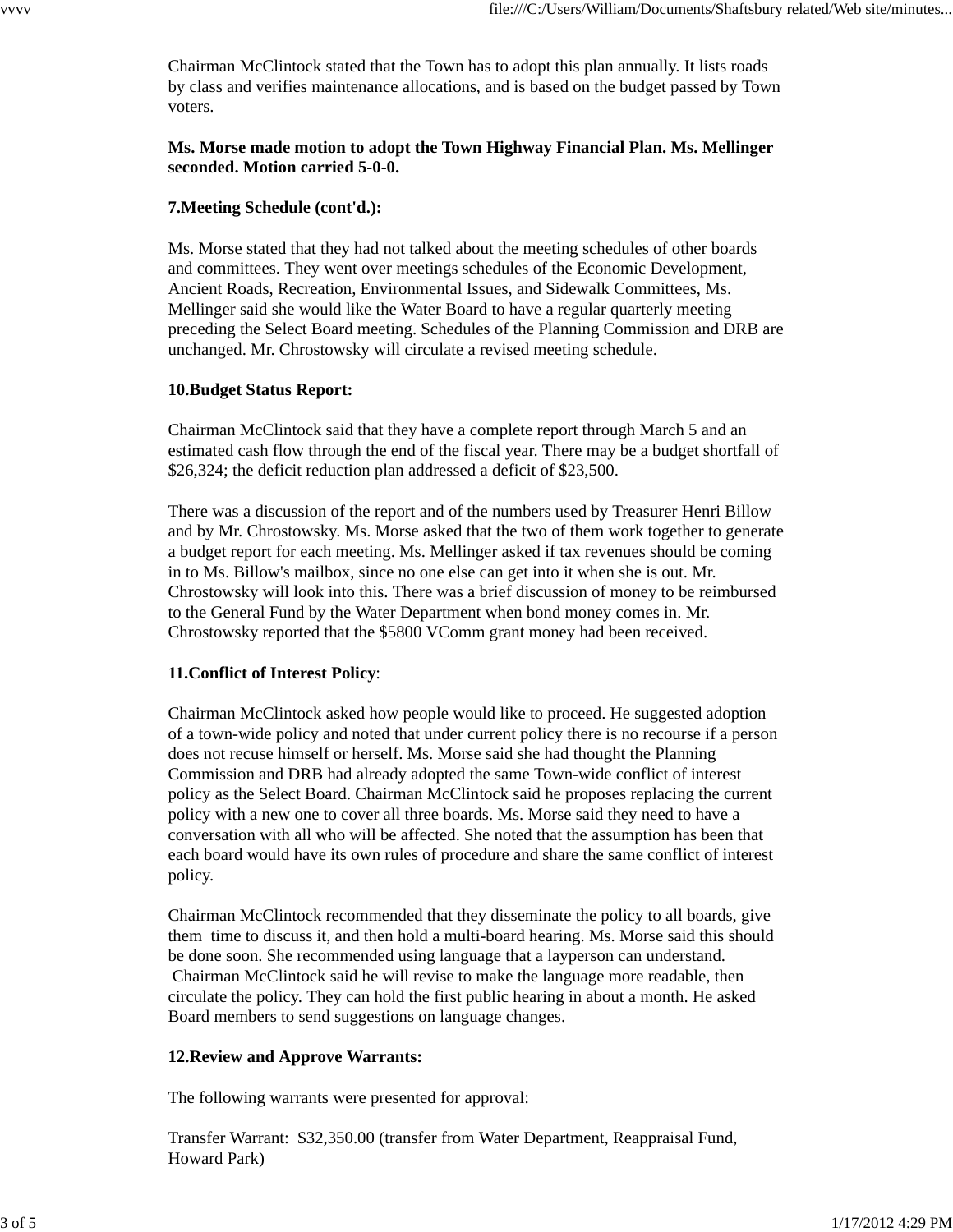Chairman McClintock stated that the Town has to adopt this plan annually. It lists roads by class and verifies maintenance allocations, and is based on the budget passed by Town voters.

**Ms. Morse made motion to adopt the Town Highway Financial Plan. Ms. Mellinger seconded. Motion carried 5-0-0.**

**7.Meeting Schedule (cont'd.):**

Ms. Morse stated that they had not talked about the meeting schedules of other boards and committees. They went over meetings schedules of the Economic Development, Ancient Roads, Recreation, Environmental Issues, and Sidewalk Committees, Ms. Mellinger said she would like the Water Board to have a regular quarterly meeting preceding the Select Board meeting. Schedules of the Planning Commission and DRB are unchanged. Mr. Chrostowsky will circulate a revised meeting schedule.

**10.Budget Status Report:**

Chairman McClintock said that they have a complete report through March 5 and an estimated cash flow through the end of the fiscal year. There may be a budget shortfall of $26,324; the deficit reduction plan addressed a deficit of $23,500.

There was a discussion of the report and of the numbers used by Treasurer Henri Billow and by Mr. Chrostowsky. Ms. Morse asked that the two of them work together to generate a budget report for each meeting. Ms. Mellinger asked if tax revenues should be coming in to Ms. Billow's mailbox, since no one else can get into it when she is out. Mr. Chrostowsky will look into this. There was a brief discussion of money to be reimbursed to the General Fund by the Water Department when bond money comes in. Mr. Chrostowsky reported that the $5800 VComm grant money had been received.

**11.Conflict of Interest Policy**:

Chairman McClintock asked how people would like to proceed. He suggested adoption of a town-wide policy and noted that under current policy there is no recourse if a person does not recuse himself or herself. Ms. Morse said she had thought the Planning Commission and DRB had already adopted the same Town-wide conflict of interest policy as the Select Board. Chairman McClintock said he proposes replacing the current policy with a new one to cover all three boards. Ms. Morse said they need to have a conversation with all who will be affected. She noted that the assumption has been that each board would have its own rules of procedure and share the same conflict of interest policy.

Chairman McClintock recommended that they disseminate the policy to all boards, give them time to discuss it, and then hold a multi-board hearing. Ms. Morse said this should be done soon. She recommended using language that a layperson can understand. Chairman McClintock said he will revise to make the language more readable, then circulate the policy. They can hold the first public hearing in about a month. He asked Board members to send suggestions on language changes.

**12.Review and Approve Warrants:**

The following warrants were presented for approval:

Transfer Warrant: $32,350.00 (transfer from Water Department, Reappraisal Fund, Howard Park)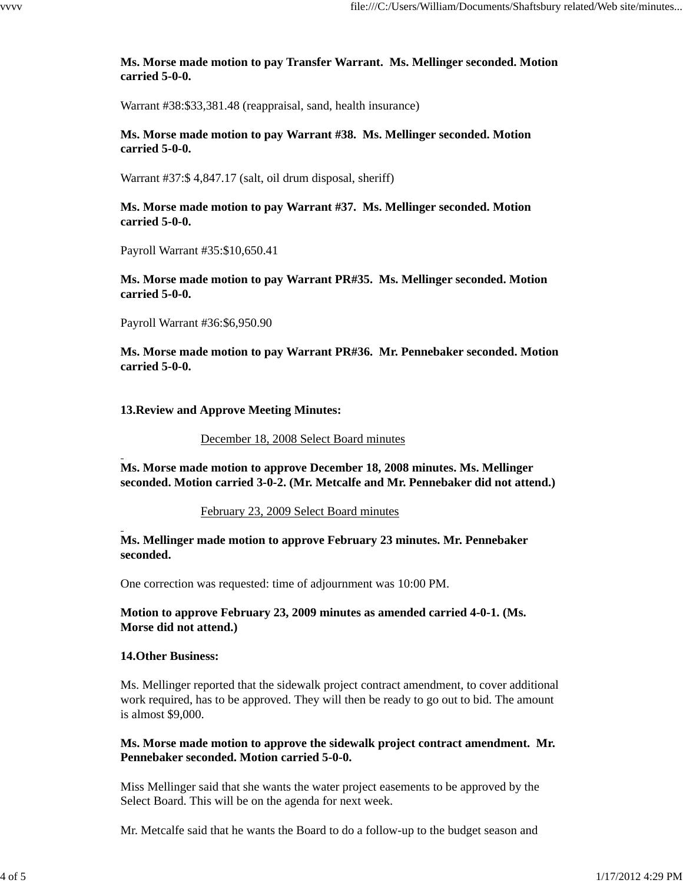**Ms. Morse made motion to pay Transfer Warrant. Ms. Mellinger seconded. Motion carried 5-0-0.**

Warrant #38:$33,381.48 (reappraisal, sand, health insurance)

**Ms. Morse made motion to pay Warrant #38. Ms. Mellinger seconded. Motion carried 5-0-0.**

Warrant #37:$ 4,847.17 (salt, oil drum disposal, sheriff)

**Ms. Morse made motion to pay Warrant #37. Ms. Mellinger seconded. Motion carried 5-0-0.**

Payroll Warrant #35:$10,650.41

**Ms. Morse made motion to pay Warrant PR#35. Ms. Mellinger seconded. Motion carried 5-0-0.**

Payroll Warrant #36:$6,950.90

**Ms. Morse made motion to pay Warrant PR#36. Mr. Pennebaker seconded. Motion carried 5-0-0.**

**13.Review and Approve Meeting Minutes:**

December 18, 2008 Select Board minutes

**Ms. Morse made motion to approve December 18, 2008 minutes. Ms. Mellinger seconded. Motion carried 3-0-2. (Mr. Metcalfe and Mr. Pennebaker did not attend.)**

February 23, 2009 Select Board minutes

**Ms. Mellinger made motion to approve February 23 minutes. Mr. Pennebaker seconded.**

One correction was requested: time of adjournment was 10:00 PM.

**Motion to approve February 23, 2009 minutes as amended carried 4-0-1. (Ms. Morse did not attend.)**

**14.Other Business:**

Ms. Mellinger reported that the sidewalk project contract amendment, to cover additional work required, has to be approved. They will then be ready to go out to bid. The amount is almost $9,000.

**Ms. Morse made motion to approve the sidewalk project contract amendment. Mr. Pennebaker seconded. Motion carried 5-0-0.**

Miss Mellinger said that she wants the water project easements to be approved by the Select Board. This will be on the agenda for next week.

Mr. Metcalfe said that he wants the Board to do a follow-up to the budget season and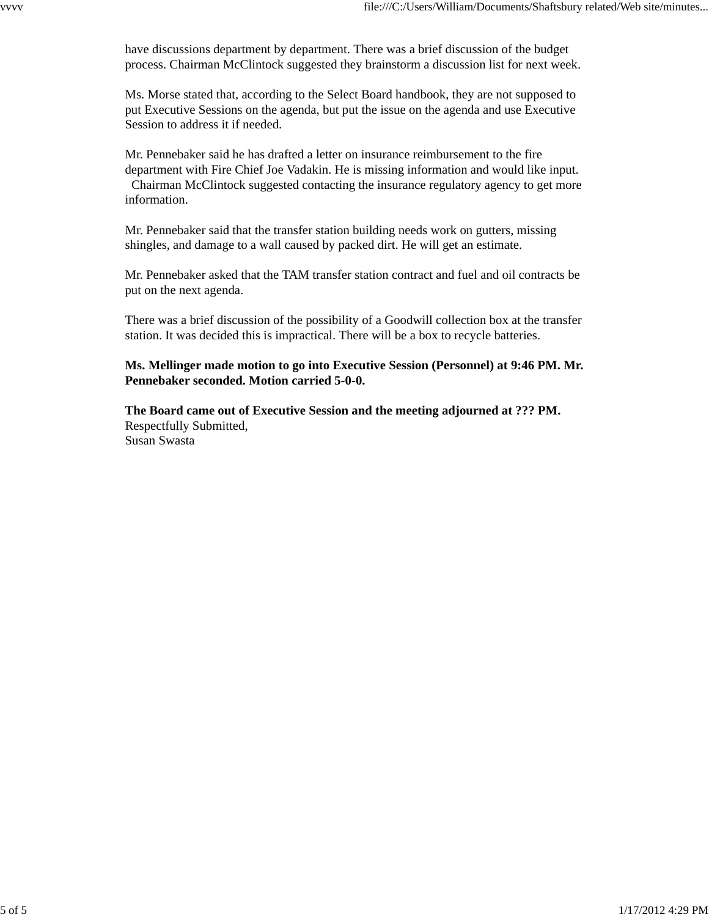have discussions department by department. There was a brief discussion of the budget process. Chairman McClintock suggested they brainstorm a discussion list for next week.

Ms. Morse stated that, according to the Select Board handbook, they are not supposed to put Executive Sessions on the agenda, but put the issue on the agenda and use Executive Session to address it if needed.

Mr. Pennebaker said he has drafted a letter on insurance reimbursement to the fire department with Fire Chief Joe Vadakin. He is missing information and would like input. Chairman McClintock suggested contacting the insurance regulatory agency to get more information.

Mr. Pennebaker said that the transfer station building needs work on gutters, missing shingles, and damage to a wall caused by packed dirt. He will get an estimate.

Mr. Pennebaker asked that the TAM transfer station contract and fuel and oil contracts be put on the next agenda.

There was a brief discussion of the possibility of a Goodwill collection box at the transfer station. It was decided this is impractical. There will be a box to recycle batteries.

**Ms. Mellinger made motion to go into Executive Session (Personnel) at 9:46 PM. Mr. Pennebaker seconded. Motion carried 5-0-0.**

**The Board came out of Executive Session and the meeting adjourned at ??? PM.**
Respectfully Submitted,
Susan Swasta